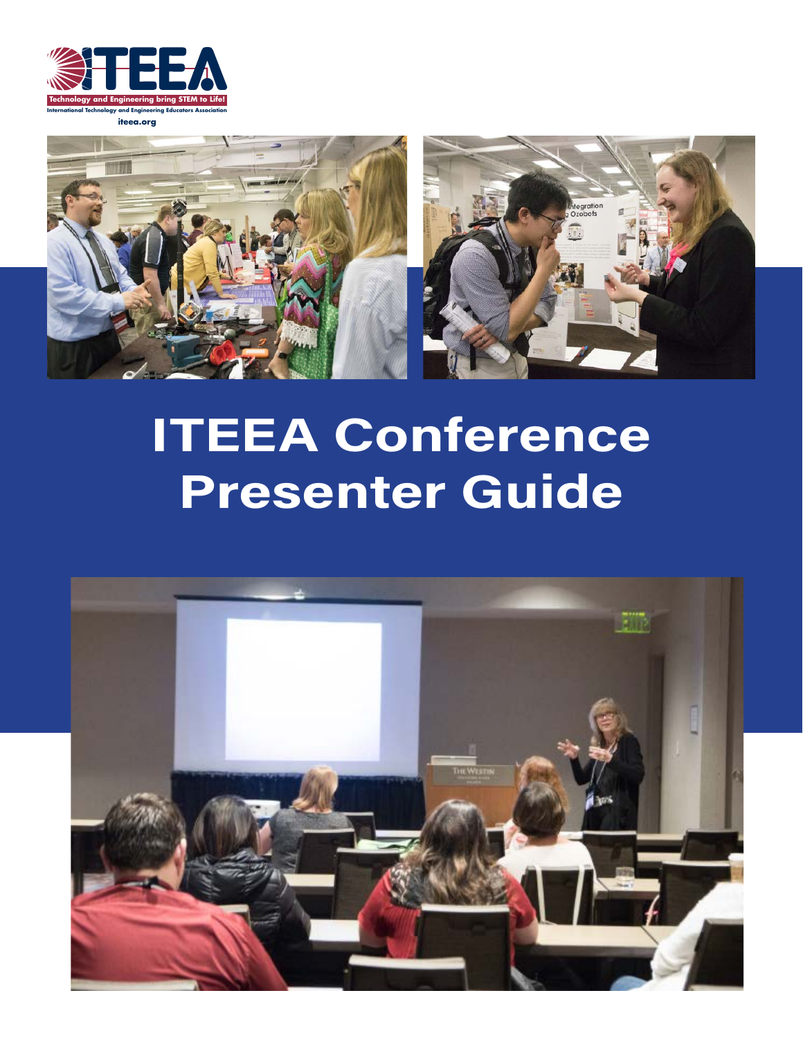ITEEA

Technology and Engineering bring STEM to Life!

International Technology and Engineering Educators Association

iteea.org

# ITEEA Conference Presenter Guide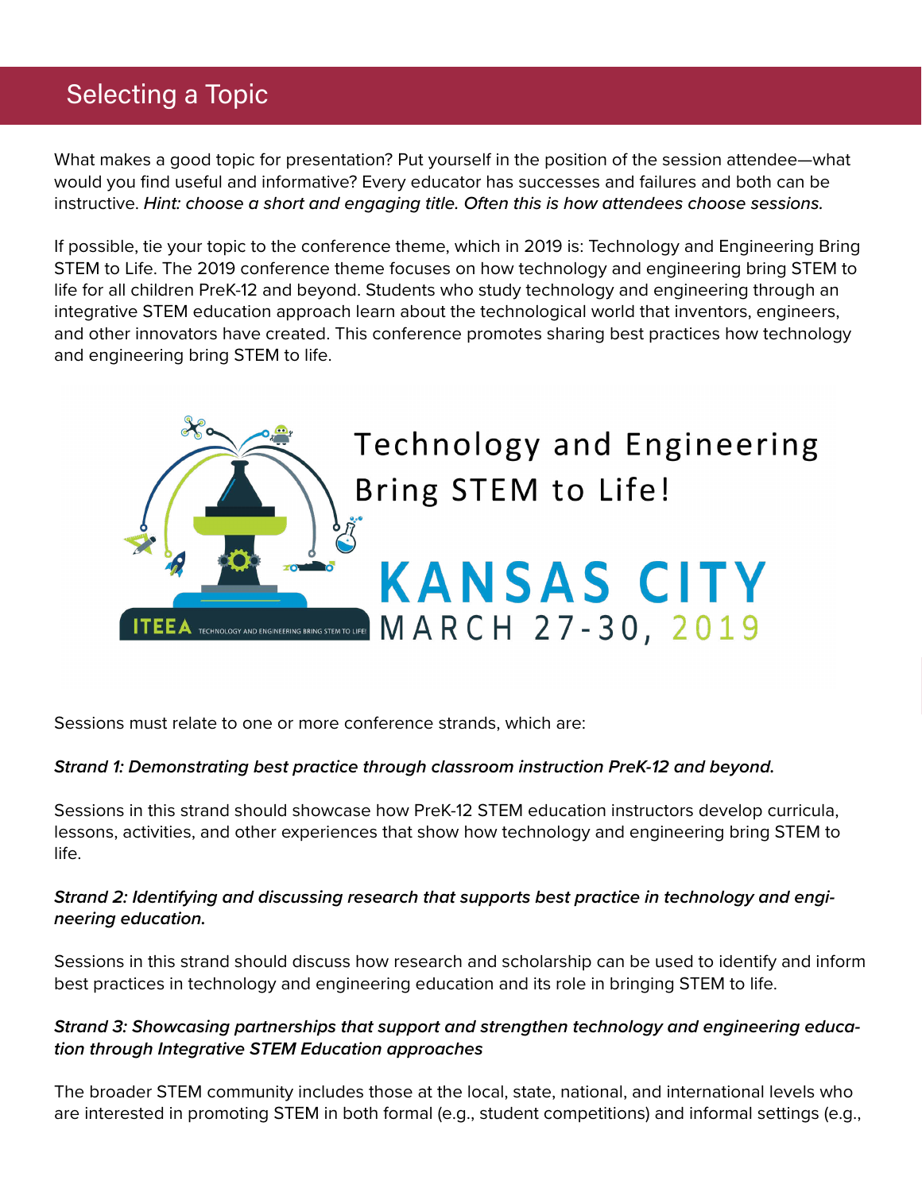## Selecting a Topic

What makes a good topic for presentation? Put yourself in the position of the session attendee—what would you find useful and informative? Every educator has successes and failures and both can be instructive. *Hint: choose a short and engaging title. Often this is how attendees choose sessions.*

If possible, tie your topic to the conference theme, which in 2019 is: Technology and Engineering Bring STEM to Life. The 2019 conference theme focuses on how technology and engineering bring STEM to life for all children PreK-12 and beyond. Students who study technology and engineering through an integrative STEM education approach learn about the technological world that inventors, engineers, and other innovators have created. This conference promotes sharing best practices how technology and engineering bring STEM to life.

Technology and Engineering Bring STEM to Life!

KANSAS CITY

MARCH 27-30, 2019

ITEEA TECHNOLOGY AND ENGINEERING BRING STEM TO LIFE!

Sessions must relate to one or more conference strands, which are:

***Strand 1: Demonstrating best practice through classroom instruction PreK-12 and beyond.***

Sessions in this strand should showcase how PreK-12 STEM education instructors develop curricula, lessons, activities, and other experiences that show how technology and engineering bring STEM to life.

***Strand 2: Identifying and discussing research that supports best practice in technology and engineering education.***

Sessions in this strand should discuss how research and scholarship can be used to identify and inform best practices in technology and engineering education and its role in bringing STEM to life.

***Strand 3: Showcasing partnerships that support and strengthen technology and engineering education through Integrative STEM Education approaches***

The broader STEM community includes those at the local, state, national, and international levels who are interested in promoting STEM in both formal (e.g., student competitions) and informal settings (e.g.,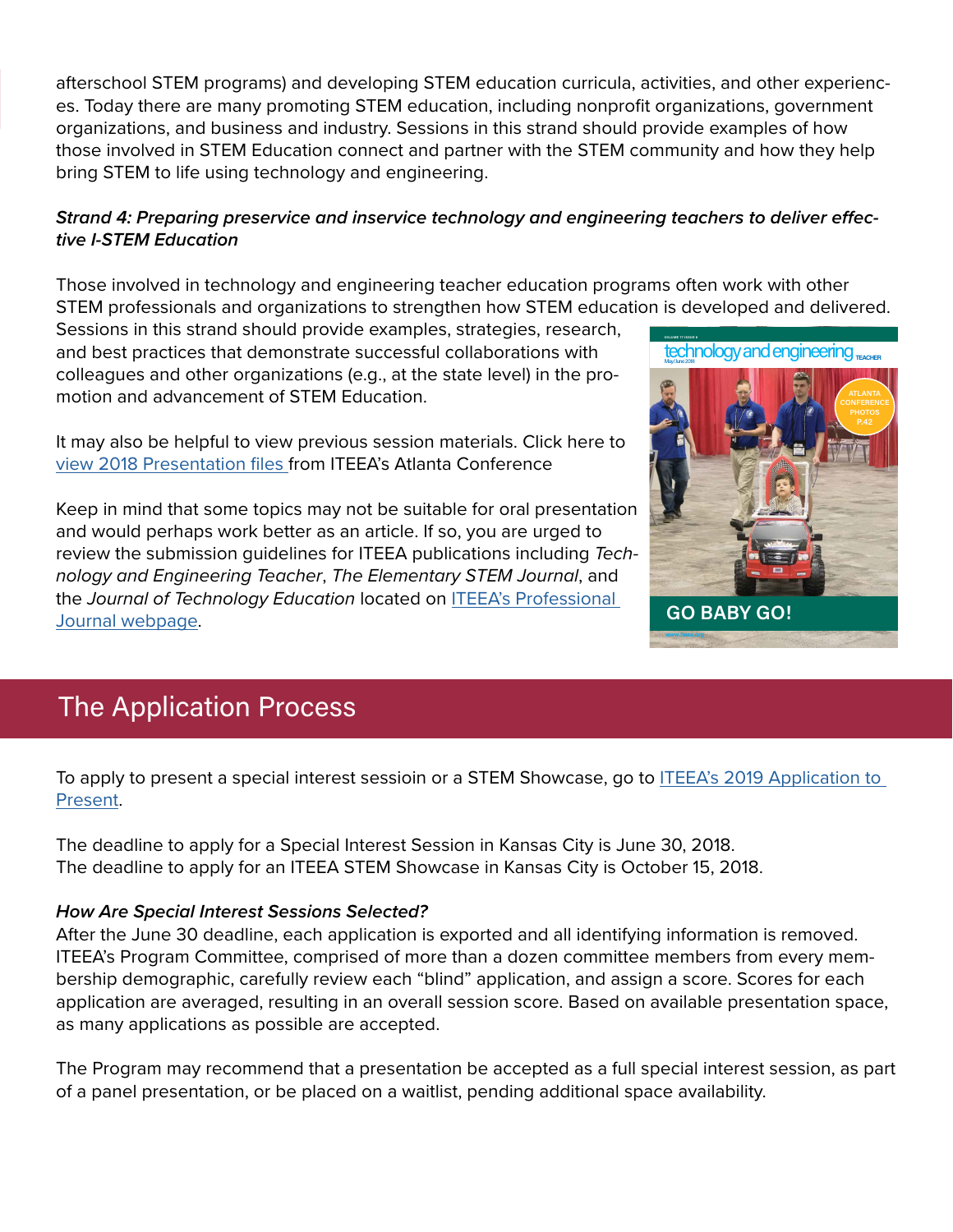afterschool STEM programs) and developing STEM education curricula, activities, and other experiences. Today there are many promoting STEM education, including nonprofit organizations, government organizations, and business and industry. Sessions in this strand should provide examples of how those involved in STEM Education connect and partner with the STEM community and how they help bring STEM to life using technology and engineering.

***Strand 4: Preparing preservice and inservice technology and engineering teachers to deliver effective I-STEM Education***

Those involved in technology and engineering teacher education programs often work with other STEM professionals and organizations to strengthen how STEM education is developed and delivered. Sessions in this strand should provide examples, strategies, research, and best practices that demonstrate successful collaborations with colleagues and other organizations (e.g., at the state level) in the promotion and advancement of STEM Education.

It may also be helpful to view previous session materials. Click here to view 2018 Presentation files from ITEEA's Atlanta Conference

Keep in mind that some topics may not be suitable for oral presentation and would perhaps work better as an article. If so, you are urged to review the submission guidelines for ITEEA publications including *Technology and Engineering Teacher*, *The Elementary STEM Journal*, and the *Journal of Technology Education* located on ITEEA's Professional Journal webpage.

## The Application Process

To apply to present a special interest sessioin or a STEM Showcase, go to ITEEA's 2019 Application to Present.

The deadline to apply for a Special Interest Session in Kansas City is June 30, 2018.
The deadline to apply for an ITEEA STEM Showcase in Kansas City is October 15, 2018.

***How Are Special Interest Sessions Selected?***

After the June 30 deadline, each application is exported and all identifying information is removed. ITEEA's Program Committee, comprised of more than a dozen committee members from every membership demographic, carefully review each "blind" application, and assign a score. Scores for each application are averaged, resulting in an overall session score. Based on available presentation space, as many applications as possible are accepted.

The Program may recommend that a presentation be accepted as a full special interest session, as part of a panel presentation, or be placed on a waitlist, pending additional space availability.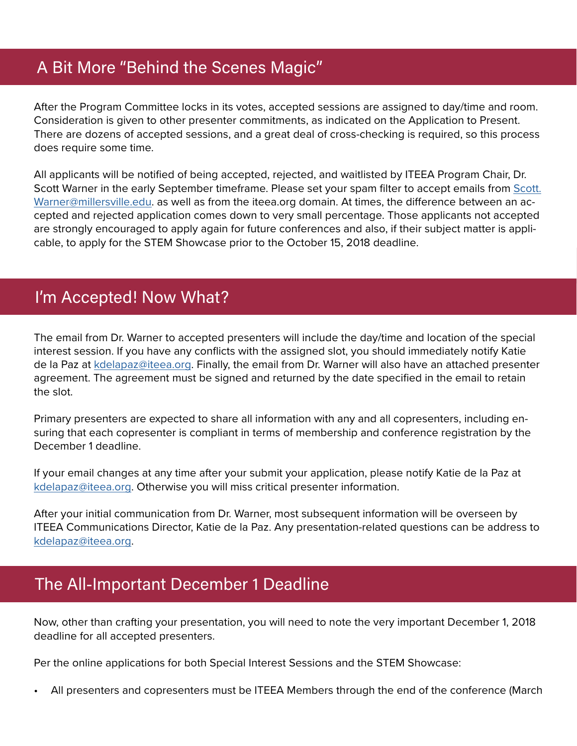## A Bit More "Behind the Scenes Magic"

After the Program Committee locks in its votes, accepted sessions are assigned to day/time and room. Consideration is given to other presenter commitments, as indicated on the Application to Present. There are dozens of accepted sessions, and a great deal of cross-checking is required, so this process does require some time.

All applicants will be notified of being accepted, rejected, and waitlisted by ITEEA Program Chair, Dr. Scott Warner in the early September timeframe. Please set your spam filter to accept emails from Scott.Warner@millersville.edu. as well as from the iteea.org domain. At times, the difference between an accepted and rejected application comes down to very small percentage. Those applicants not accepted are strongly encouraged to apply again for future conferences and also, if their subject matter is applicable, to apply for the STEM Showcase prior to the October 15, 2018 deadline.

## I'm Accepted! Now What?

The email from Dr. Warner to accepted presenters will include the day/time and location of the special interest session. If you have any conflicts with the assigned slot, you should immediately notify Katie de la Paz at kdelapaz@iteea.org. Finally, the email from Dr. Warner will also have an attached presenter agreement. The agreement must be signed and returned by the date specified in the email to retain the slot.

Primary presenters are expected to share all information with any and all copresenters, including ensuring that each copresenter is compliant in terms of membership and conference registration by the December 1 deadline.

If your email changes at any time after your submit your application, please notify Katie de la Paz at kdelapaz@iteea.org. Otherwise you will miss critical presenter information.

After your initial communication from Dr. Warner, most subsequent information will be overseen by ITEEA Communications Director, Katie de la Paz. Any presentation-related questions can be address to kdelapaz@iteea.org.

## The All-Important December 1 Deadline

Now, other than crafting your presentation, you will need to note the very important December 1, 2018 deadline for all accepted presenters.

Per the online applications for both Special Interest Sessions and the STEM Showcase:

- All presenters and copresenters must be ITEEA Members through the end of the conference (March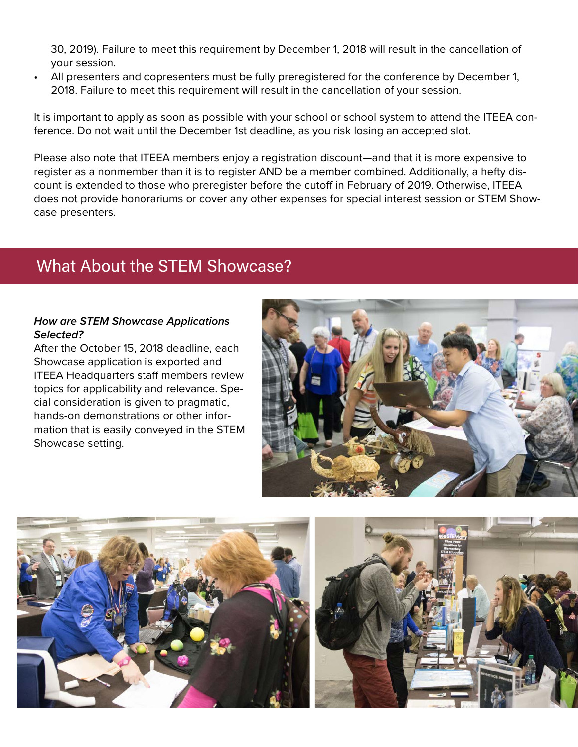30, 2019). Failure to meet this requirement by December 1, 2018 will result in the cancellation of your session.

- All presenters and copresenters must be fully preregistered for the conference by December 1, 2018. Failure to meet this requirement will result in the cancellation of your session.

It is important to apply as soon as possible with your school or school system to attend the ITEEA conference. Do not wait until the December 1st deadline, as you risk losing an accepted slot.

Please also note that ITEEA members enjoy a registration discount—and that it is more expensive to register as a nonmember than it is to register AND be a member combined. Additionally, a hefty discount is extended to those who preregister before the cutoff in February of 2019. Otherwise, ITEEA does not provide honorariums or cover any other expenses for special interest session or STEM Showcase presenters.

## What About the STEM Showcase?

***How are STEM Showcase Applications Selected?***

After the October 15, 2018 deadline, each Showcase application is exported and ITEEA Headquarters staff members review topics for applicability and relevance. Special consideration is given to pragmatic, hands-on demonstrations or other information that is easily conveyed in the STEM Showcase setting.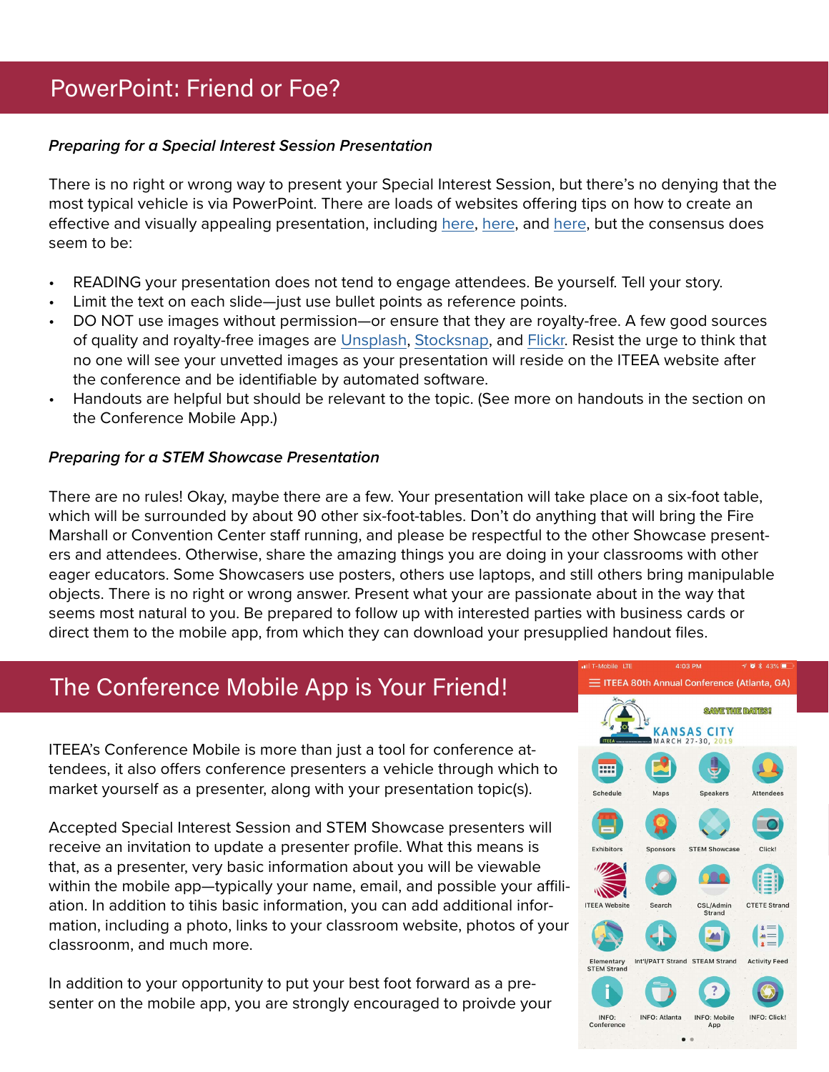## PowerPoint: Friend or Foe?

*Preparing for a Special Interest Session Presentation*

There is no right or wrong way to present your Special Interest Session, but there's no denying that the most typical vehicle is via PowerPoint. There are loads of websites offering tips on how to create an effective and visually appealing presentation, including here, here, and here, but the consensus does seem to be:

- READING your presentation does not tend to engage attendees. Be yourself. Tell your story.
- Limit the text on each slide—just use bullet points as reference points.
- DO NOT use images without permission—or ensure that they are royalty-free. A few good sources of quality and royalty-free images are Unsplash, Stocksnap, and Flickr. Resist the urge to think that no one will see your unvetted images as your presentation will reside on the ITEEA website after the conference and be identifiable by automated software.
- Handouts are helpful but should be relevant to the topic. (See more on handouts in the section on the Conference Mobile App.)

*Preparing for a STEM Showcase Presentation*

There are no rules! Okay, maybe there are a few. Your presentation will take place on a six-foot table, which will be surrounded by about 90 other six-foot-tables. Don't do anything that will bring the Fire Marshall or Convention Center staff running, and please be respectful to the other Showcase presenters and attendees. Otherwise, share the amazing things you are doing in your classrooms with other eager educators. Some Showcasers use posters, others use laptops, and still others bring manipulable objects. There is no right or wrong answer. Present what your are passionate about in the way that seems most natural to you. Be prepared to follow up with interested parties with business cards or direct them to the mobile app, from which they can download your presupplied handout files.

## The Conference Mobile App is Your Friend!

ITEEA's Conference Mobile is more than just a tool for conference attendees, it also offers conference presenters a vehicle through which to market yourself as a presenter, along with your presentation topic(s).

Accepted Special Interest Session and STEM Showcase presenters will receive an invitation to update a presenter profile. What this means is that, as a presenter, very basic information about you will be viewable within the mobile app—typically your name, email, and possible your affiliation. In addition to tihis basic information, you can add additional information, including a photo, links to your classroom website, photos of your classroonm, and much more.

In addition to your opportunity to put your best foot forward as a presenter on the mobile app, you are strongly encouraged to proivde your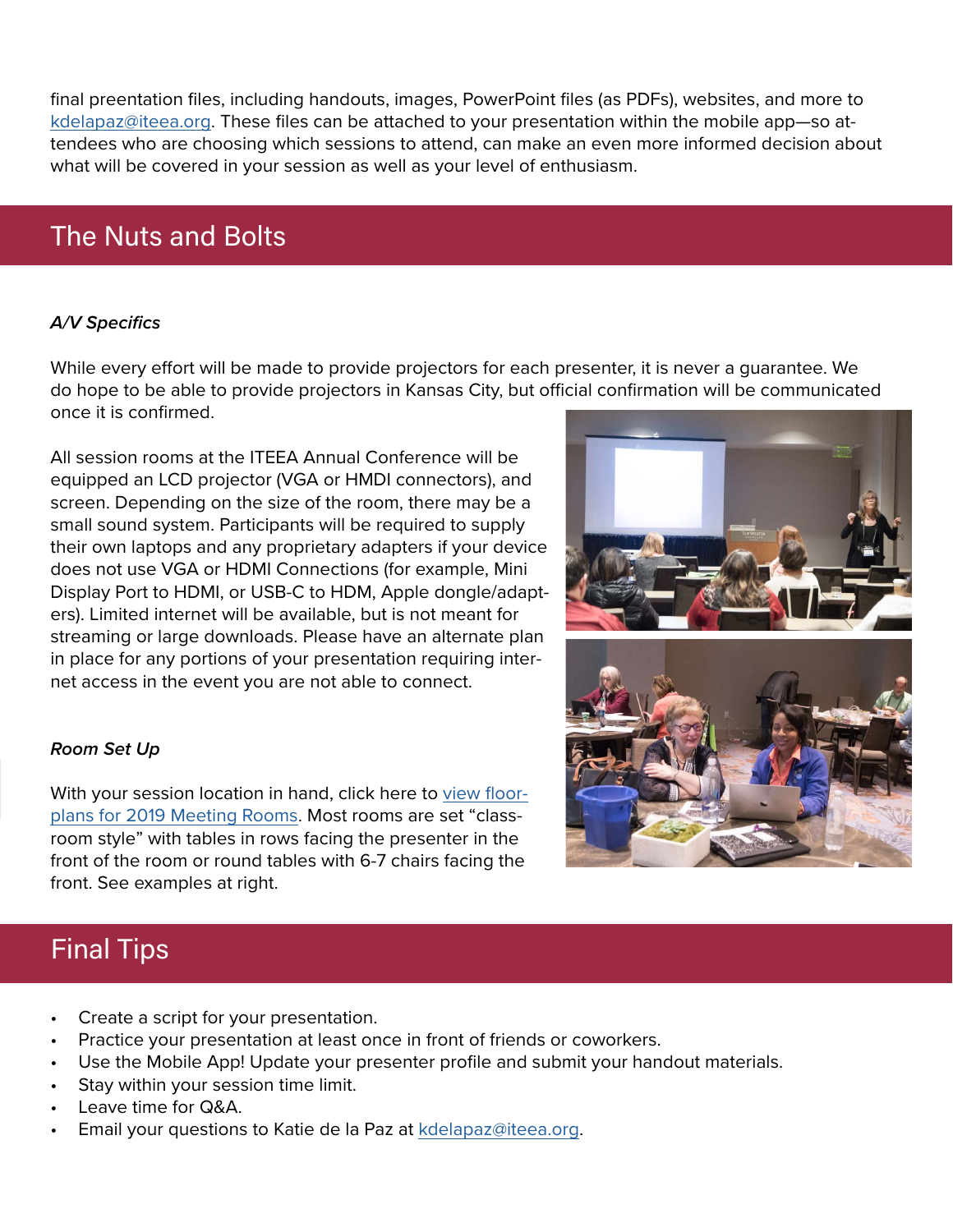final preentation files, including handouts, images, PowerPoint files (as PDFs), websites, and more to kdelapaz@iteea.org. These files can be attached to your presentation within the mobile app—so attendees who are choosing which sessions to attend, can make an even more informed decision about what will be covered in your session as well as your level of enthusiasm.

## The Nuts and Bolts

***A/V Specifics***

While every effort will be made to provide projectors for each presenter, it is never a guarantee. We do hope to be able to provide projectors in Kansas City, but official confirmation will be communicated once it is confirmed.

All session rooms at the ITEEA Annual Conference will be equipped an LCD projector (VGA or HMDI connectors), and screen. Depending on the size of the room, there may be a small sound system. Participants will be required to supply their own laptops and any proprietary adapters if your device does not use VGA or HDMI Connections (for example, Mini Display Port to HDMI, or USB-C to HDM, Apple dongle/adapters). Limited internet will be available, but is not meant for streaming or large downloads. Please have an alternate plan in place for any portions of your presentation requiring internet access in the event you are not able to connect.

***Room Set Up***

With your session location in hand, click here to view floorplans for 2019 Meeting Rooms. Most rooms are set "classroom style" with tables in rows facing the presenter in the front of the room or round tables with 6-7 chairs facing the front. See examples at right.

## Final Tips

- Create a script for your presentation.
- Practice your presentation at least once in front of friends or coworkers.
- Use the Mobile App! Update your presenter profile and submit your handout materials.
- Stay within your session time limit.
- Leave time for Q&A.
- Email your questions to Katie de la Paz at kdelapaz@iteea.org.